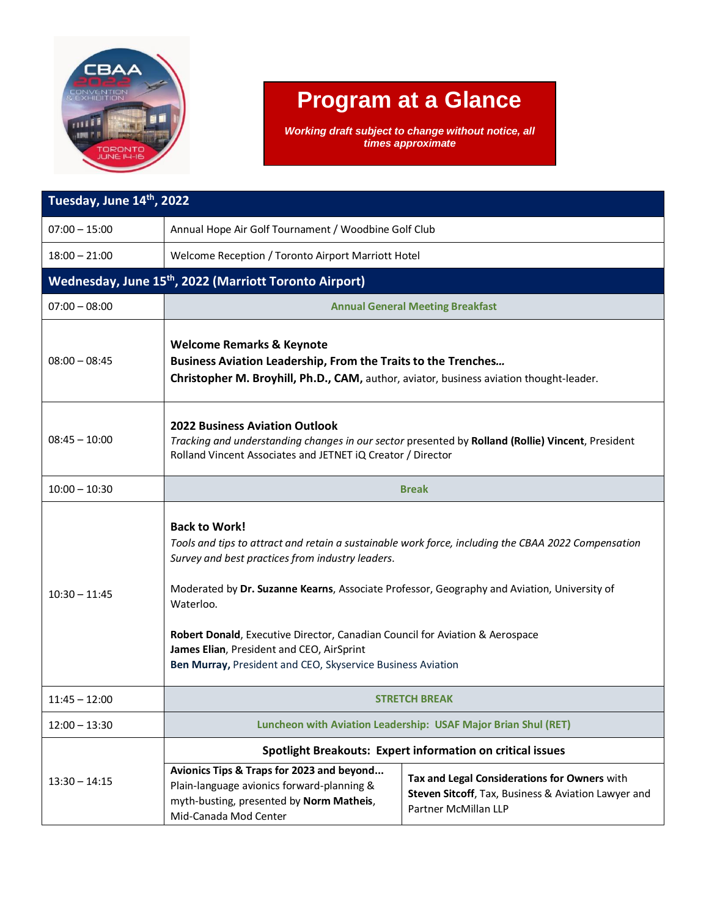# Program at a Glance

***Working draft subject to change without notice, all times approximate***

| **Tuesday, June 14th, 2022** | |
|---|---|
| 07:00 – 15:00 | Annual Hope Air Golf Tournament / Woodbine Golf Club |
| 18:00 – 21:00 | Welcome Reception / Toronto Airport Marriott Hotel |
| **Wednesday, June 15th, 2022 (Marriott Toronto Airport)** | |
| 07:00 – 08:00 | **Annual General Meeting Breakfast** |
| 08:00 – 08:45 | **Welcome Remarks & Keynote**<br>**Business Aviation Leadership, From the Traits to the Trenches…**<br>**Christopher M. Broyhill, Ph.D., CAM,** author, aviator, business aviation thought-leader. |
| 08:45 – 10:00 | **2022 Business Aviation Outlook**<br>*Tracking and understanding changes in our sector* presented by **Rolland (Rollie) Vincent**, President Rolland Vincent Associates and JETNET iQ Creator / Director |
| 10:00 – 10:30 | **Break** |
| 10:30 – 11:45 | **Back to Work!**<br>*Tools and tips to attract and retain a sustainable work force, including the CBAA 2022 Compensation Survey and best practices from industry leaders.*<br><br>Moderated by **Dr. Suzanne Kearns**, Associate Professor, Geography and Aviation, University of Waterloo.<br><br>**Robert Donald**, Executive Director, Canadian Council for Aviation & Aerospace<br>**James Elian**, President and CEO, AirSprint<br>**Ben Murray,** President and CEO, Skyservice Business Aviation |
| 11:45 – 12:00 | **STRETCH BREAK** |
| 12:00 – 13:30 | **Luncheon with Aviation Leadership: USAF Major Brian Shul (RET)** |
| 13:30 – 14:15 | **Spotlight Breakouts: Expert information on critical issues**<br><br>**Avionics Tips & Traps for 2023 and beyond...** Plain-language avionics forward-planning & myth-busting, presented by **Norm Matheis**, Mid-Canada Mod Center<br><br>**Tax and Legal Considerations for Owners** with **Steven Sitcoff**, Tax, Business & Aviation Lawyer and Partner McMillan LLP |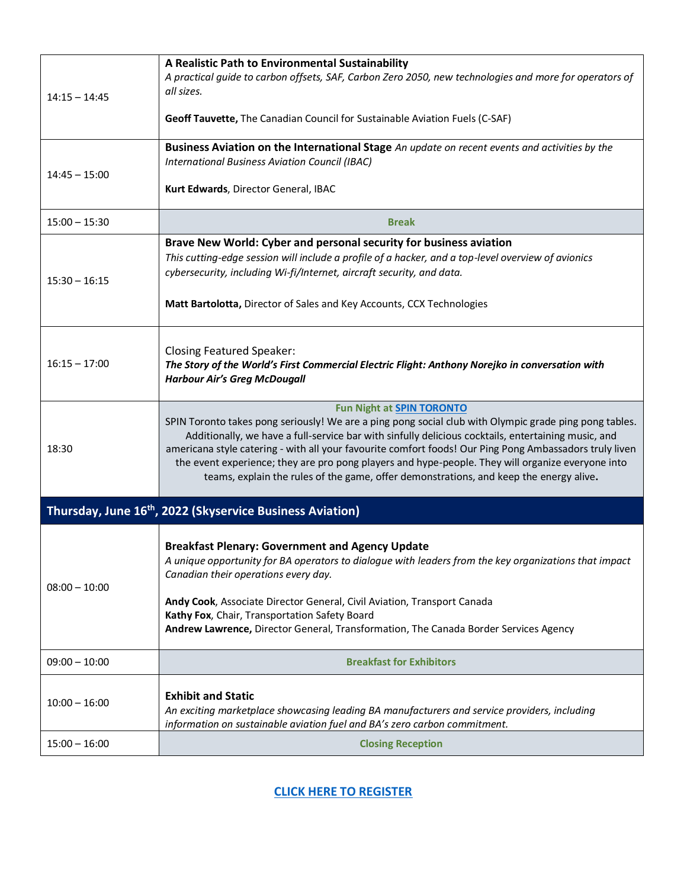| | |
|---|---|
| 14:15 – 14:45 | **A Realistic Path to Environmental Sustainability** *A practical guide to carbon offsets, SAF, Carbon Zero 2050, new technologies and more for operators of all sizes.* **Geoff Tauvette,** The Canadian Council for Sustainable Aviation Fuels (C-SAF) |
| 14:45 – 15:00 | **Business Aviation on the International Stage** *An update on recent events and activities by the International Business Aviation Council (IBAC)* **Kurt Edwards**, Director General, IBAC |
| 15:00 – 15:30 | **Break** |
| 15:30 – 16:15 | **Brave New World: Cyber and personal security for business aviation** *This cutting-edge session will include a profile of a hacker, and a top-level overview of avionics cybersecurity, including Wi-fi/Internet, aircraft security, and data.* **Matt Bartolotta,** Director of Sales and Key Accounts, CCX Technologies |
| 16:15 – 17:00 | Closing Featured Speaker: ***The Story of the World's First Commercial Electric Flight: Anthony Norejko in conversation with Harbour Air's Greg McDougall*** |
| 18:30 | **Fun Night at SPIN TORONTO** SPIN Toronto takes pong seriously! We are a ping pong social club with Olympic grade ping pong tables. Additionally, we have a full-service bar with sinfully delicious cocktails, entertaining music, and americana style catering - with all your favourite comfort foods! Our Ping Pong Ambassadors truly liven the event experience; they are pro pong players and hype-people. They will organize everyone into teams, explain the rules of the game, offer demonstrations, and keep the energy alive. |
| **Thursday, June 16th, 2022 (Skyservice Business Aviation)** | |
| 08:00 – 10:00 | **Breakfast Plenary: Government and Agency Update** *A unique opportunity for BA operators to dialogue with leaders from the key organizations that impact Canadian their operations every day.* **Andy Cook**, Associate Director General, Civil Aviation, Transport Canada **Kathy Fox**, Chair, Transportation Safety Board **Andrew Lawrence,** Director General, Transformation, The Canada Border Services Agency |
| 09:00 – 10:00 | **Breakfast for Exhibitors** |
| 10:00 – 16:00 | **Exhibit and Static** *An exciting marketplace showcasing leading BA manufacturers and service providers, including information on sustainable aviation fuel and BA's zero carbon commitment.* |
| 15:00 – 16:00 | **Closing Reception** |

**CLICK HERE TO REGISTER**